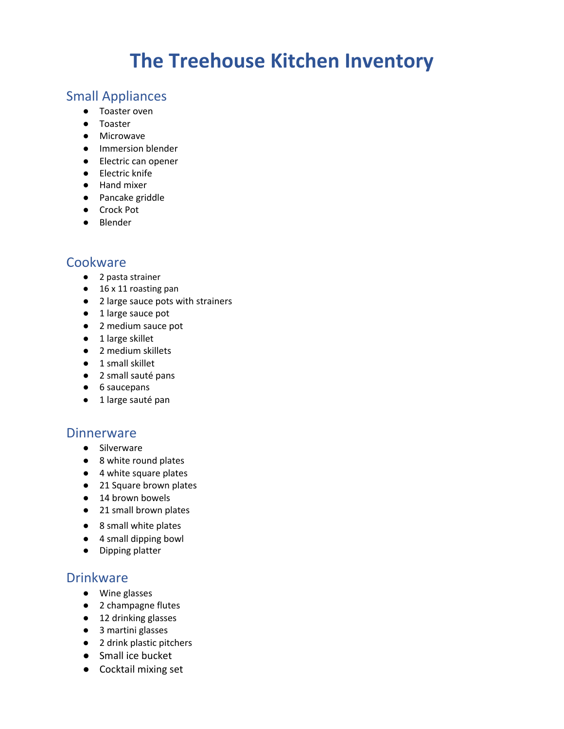# The Treehouse Kitchen Inventory

## Small Appliances

- Toaster oven
- Toaster
- Microwave
- Immersion blender
- Electric can opener
- Electric knife
- Hand mixer
- Pancake griddle
- Crock Pot
- Blender

## Cookware

- 2 pasta strainer
- 16 x 11 roasting pan
- 2 large sauce pots with strainers
- 1 large sauce pot
- 2 medium sauce pot
- 1 large skillet
- 2 medium skillets
- 1 small skillet
- 2 small sauté pans
- 6 saucepans
- 1 large sauté pan

## Dinnerware

- Silverware
- 8 white round plates
- 4 white square plates
- 21 Square brown plates
- 14 brown bowels
- 21 small brown plates
- 8 small white plates
- 4 small dipping bowl
- Dipping platter

## Drinkware

- Wine glasses
- 2 champagne flutes
- 12 drinking glasses
- 3 martini glasses
- 2 drink plastic pitchers
- Small ice bucket
- Cocktail mixing set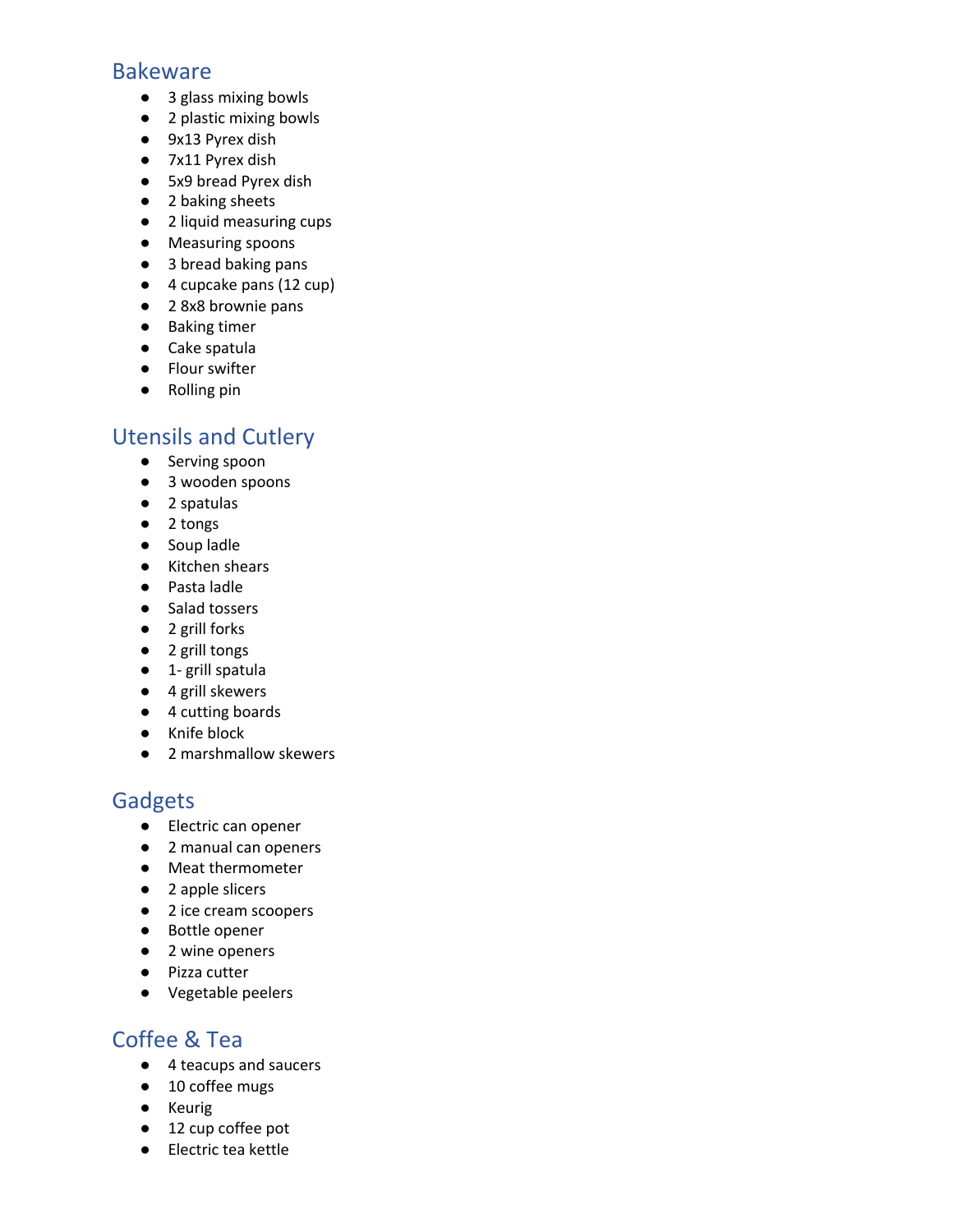## Bakeware

- 3 glass mixing bowls
- 2 plastic mixing bowls
- 9x13 Pyrex dish
- 7x11 Pyrex dish
- 5x9 bread Pyrex dish
- 2 baking sheets
- 2 liquid measuring cups
- Measuring spoons
- 3 bread baking pans
- 4 cupcake pans (12 cup)
- 2 8x8 brownie pans
- Baking timer
- Cake spatula
- Flour swifter
- Rolling pin

## Utensils and Cutlery

- Serving spoon
- 3 wooden spoons
- 2 spatulas
- 2 tongs
- Soup ladle
- Kitchen shears
- Pasta ladle
- Salad tossers
- 2 grill forks
- 2 grill tongs
- 1- grill spatula
- 4 grill skewers
- 4 cutting boards
- Knife block
- 2 marshmallow skewers

## Gadgets

- Electric can opener
- 2 manual can openers
- Meat thermometer
- 2 apple slicers
- 2 ice cream scoopers
- Bottle opener
- 2 wine openers
- Pizza cutter
- Vegetable peelers

## Coffee & Tea

- 4 teacups and saucers
- 10 coffee mugs
- Keurig
- 12 cup coffee pot
- Electric tea kettle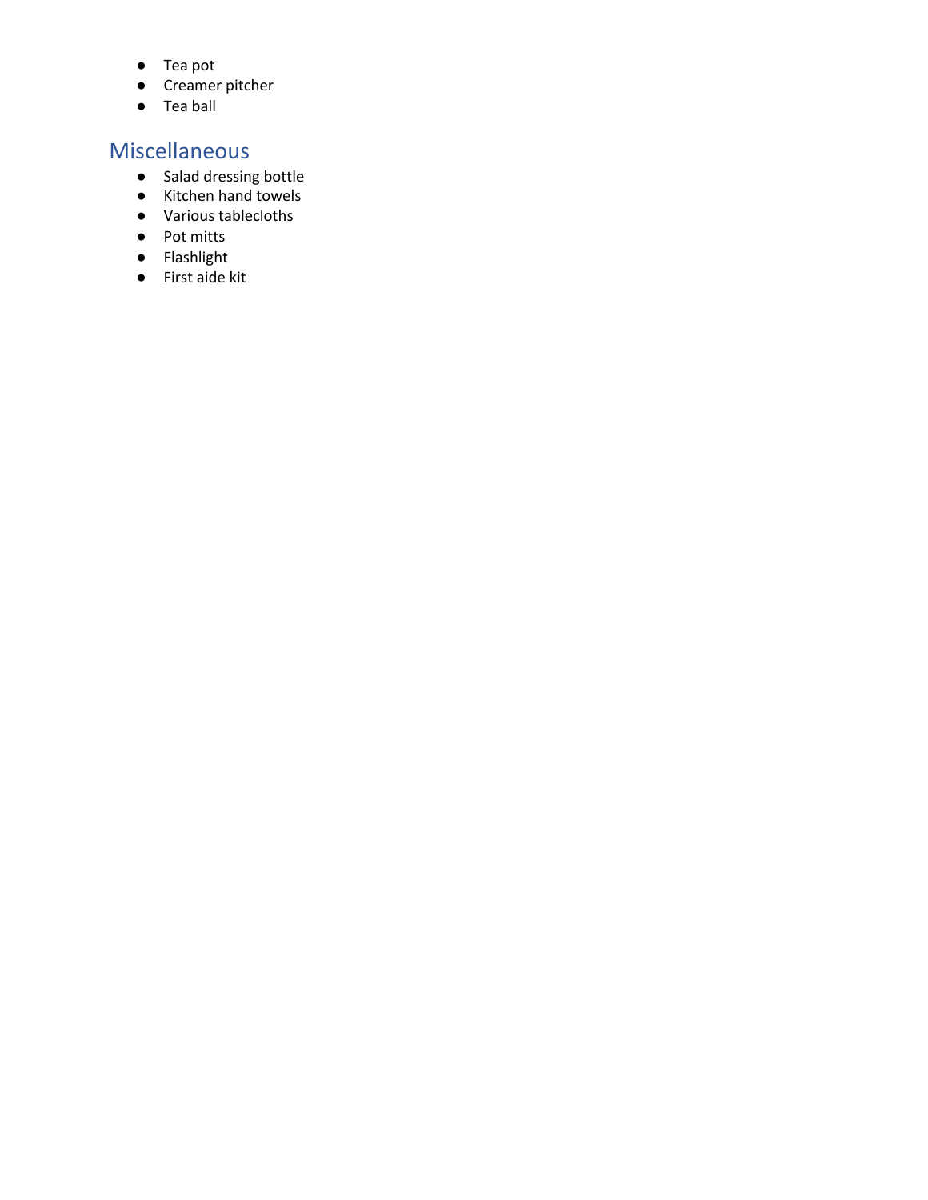- Tea pot
- Creamer pitcher
- Tea ball

## Miscellaneous

- Salad dressing bottle
- Kitchen hand towels
- Various tablecloths
- Pot mitts
- Flashlight
- First aide kit